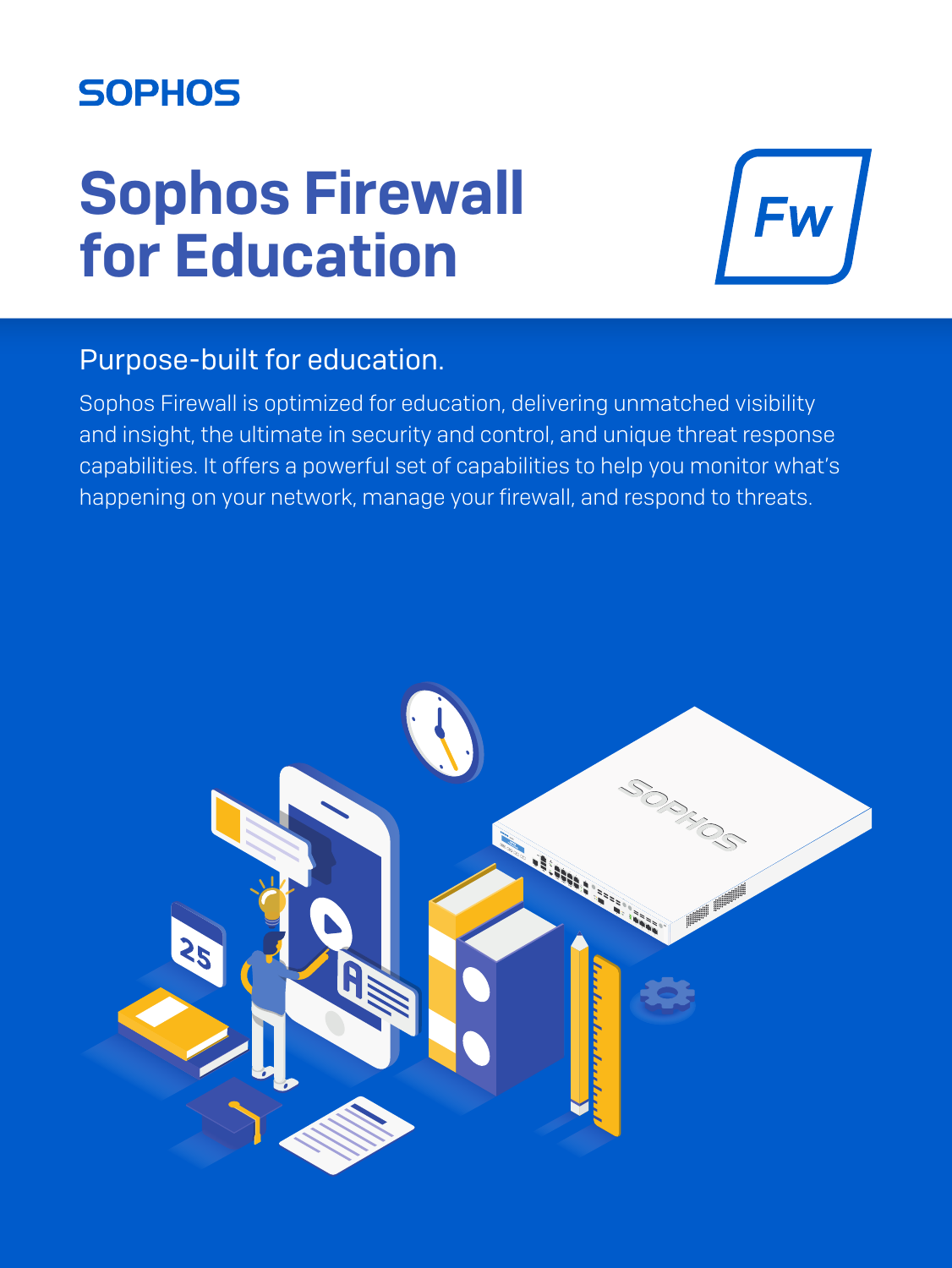SOPHOS

# Sophos Firewall for Education

## Purpose-built for education.

Sophos Firewall is optimized for education, delivering unmatched visibility and insight, the ultimate in security and control, and unique threat response capabilities. It offers a powerful set of capabilities to help you monitor what's happening on your network, manage your firewall, and respond to threats.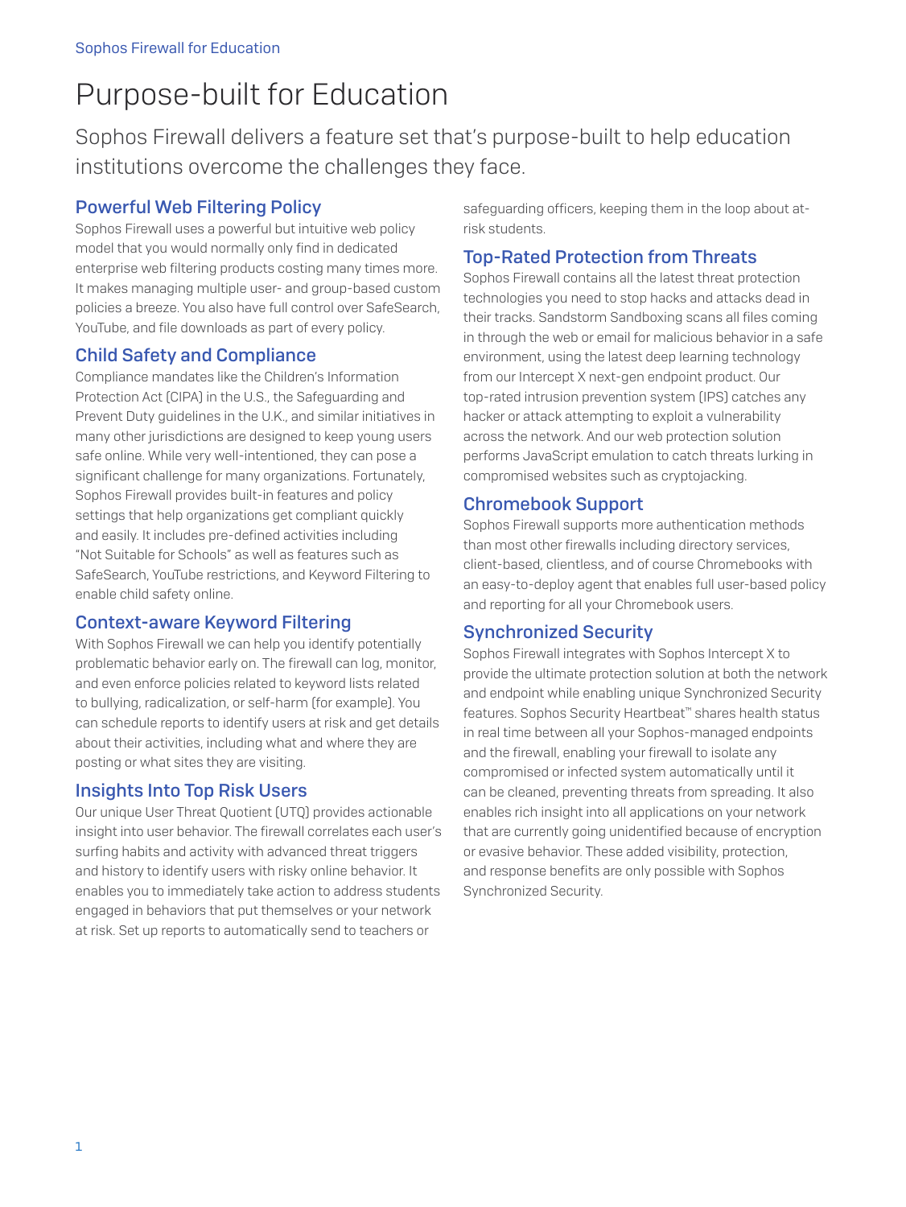# Purpose-built for Education

Sophos Firewall delivers a feature set that's purpose-built to help education institutions overcome the challenges they face.

## Powerful Web Filtering Policy

Sophos Firewall uses a powerful but intuitive web policy model that you would normally only find in dedicated enterprise web filtering products costing many times more. It makes managing multiple user- and group-based custom policies a breeze. You also have full control over SafeSearch, YouTube, and file downloads as part of every policy.

## Child Safety and Compliance

Compliance mandates like the Children's Information Protection Act (CIPA) in the U.S., the Safeguarding and Prevent Duty guidelines in the U.K., and similar initiatives in many other jurisdictions are designed to keep young users safe online. While very well-intentioned, they can pose a significant challenge for many organizations. Fortunately, Sophos Firewall provides built-in features and policy settings that help organizations get compliant quickly and easily. It includes pre-defined activities including "Not Suitable for Schools" as well as features such as SafeSearch, YouTube restrictions, and Keyword Filtering to enable child safety online.

## Context-aware Keyword Filtering

With Sophos Firewall we can help you identify potentially problematic behavior early on. The firewall can log, monitor, and even enforce policies related to keyword lists related to bullying, radicalization, or self-harm (for example). You can schedule reports to identify users at risk and get details about their activities, including what and where they are posting or what sites they are visiting.

## Insights Into Top Risk Users

Our unique User Threat Quotient (UTQ) provides actionable insight into user behavior. The firewall correlates each user's surfing habits and activity with advanced threat triggers and history to identify users with risky online behavior. It enables you to immediately take action to address students engaged in behaviors that put themselves or your network at risk. Set up reports to automatically send to teachers or safeguarding officers, keeping them in the loop about at-risk students.

## Top-Rated Protection from Threats

Sophos Firewall contains all the latest threat protection technologies you need to stop hacks and attacks dead in their tracks. Sandstorm Sandboxing scans all files coming in through the web or email for malicious behavior in a safe environment, using the latest deep learning technology from our Intercept X next-gen endpoint product. Our top-rated intrusion prevention system (IPS) catches any hacker or attack attempting to exploit a vulnerability across the network. And our web protection solution performs JavaScript emulation to catch threats lurking in compromised websites such as cryptojacking.

## Chromebook Support

Sophos Firewall supports more authentication methods than most other firewalls including directory services, client-based, clientless, and of course Chromebooks with an easy-to-deploy agent that enables full user-based policy and reporting for all your Chromebook users.

## Synchronized Security

Sophos Firewall integrates with Sophos Intercept X to provide the ultimate protection solution at both the network and endpoint while enabling unique Synchronized Security features. Sophos Security Heartbeat™ shares health status in real time between all your Sophos-managed endpoints and the firewall, enabling your firewall to isolate any compromised or infected system automatically until it can be cleaned, preventing threats from spreading. It also enables rich insight into all applications on your network that are currently going unidentified because of encryption or evasive behavior. These added visibility, protection, and response benefits are only possible with Sophos Synchronized Security.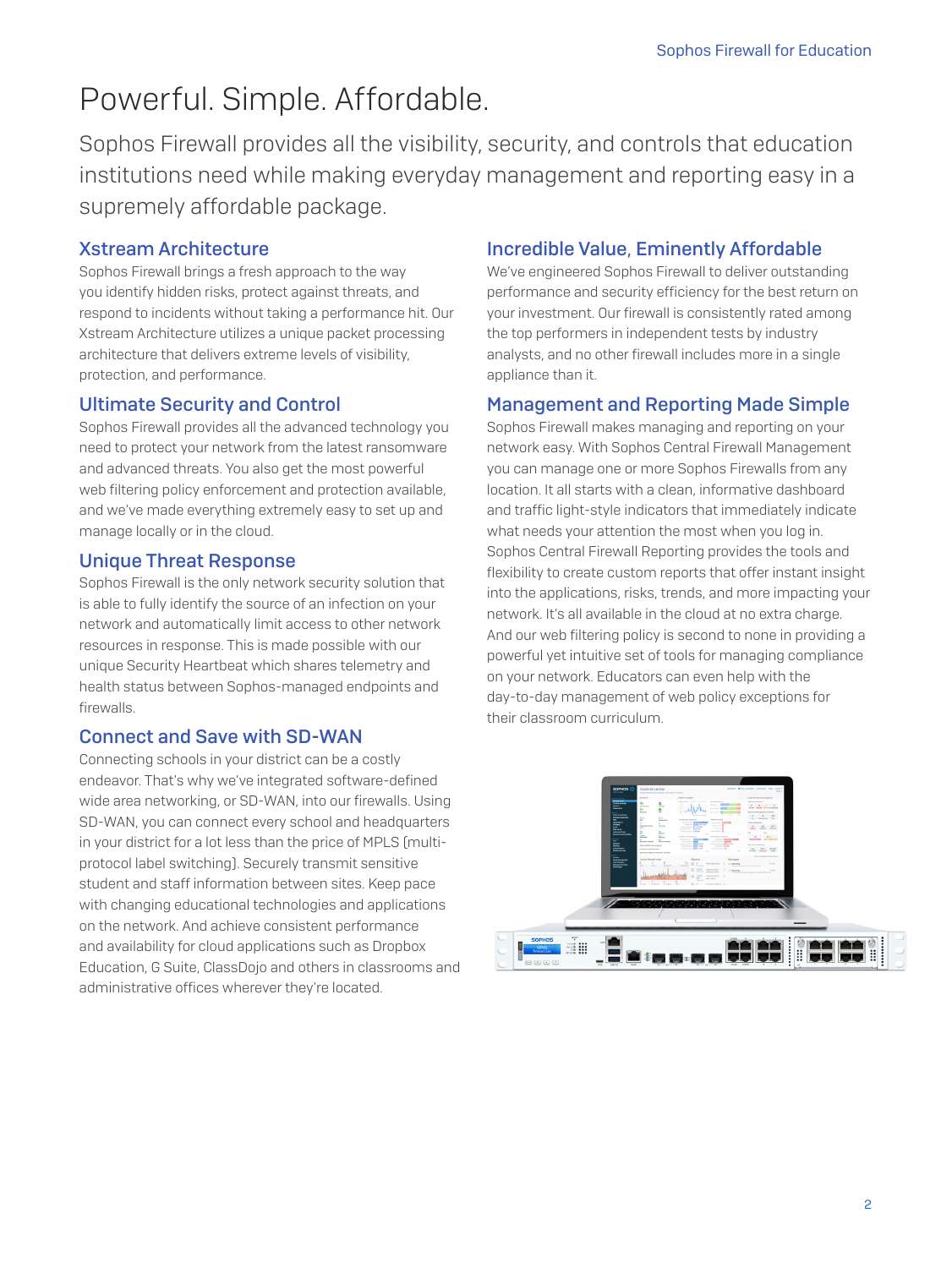# Powerful. Simple. Affordable.

Sophos Firewall provides all the visibility, security, and controls that education institutions need while making everyday management and reporting easy in a supremely affordable package.

## Xstream Architecture

Sophos Firewall brings a fresh approach to the way you identify hidden risks, protect against threats, and respond to incidents without taking a performance hit. Our Xstream Architecture utilizes a unique packet processing architecture that delivers extreme levels of visibility, protection, and performance.

## Ultimate Security and Control

Sophos Firewall provides all the advanced technology you need to protect your network from the latest ransomware and advanced threats. You also get the most powerful web filtering policy enforcement and protection available, and we've made everything extremely easy to set up and manage locally or in the cloud.

## Unique Threat Response

Sophos Firewall is the only network security solution that is able to fully identify the source of an infection on your network and automatically limit access to other network resources in response. This is made possible with our unique Security Heartbeat which shares telemetry and health status between Sophos-managed endpoints and firewalls.

## Connect and Save with SD-WAN

Connecting schools in your district can be a costly endeavor. That's why we've integrated software-defined wide area networking, or SD-WAN, into our firewalls. Using SD-WAN, you can connect every school and headquarters in your district for a lot less than the price of MPLS (multi-protocol label switching). Securely transmit sensitive student and staff information between sites. Keep pace with changing educational technologies and applications on the network. And achieve consistent performance and availability for cloud applications such as Dropbox Education, G Suite, ClassDojo and others in classrooms and administrative offices wherever they're located.

## Incredible Value, Eminently Affordable

We've engineered Sophos Firewall to deliver outstanding performance and security efficiency for the best return on your investment. Our firewall is consistently rated among the top performers in independent tests by industry analysts, and no other firewall includes more in a single appliance than it.

## Management and Reporting Made Simple

Sophos Firewall makes managing and reporting on your network easy. With Sophos Central Firewall Management you can manage one or more Sophos Firewalls from any location. It all starts with a clean, informative dashboard and traffic light-style indicators that immediately indicate what needs your attention the most when you log in. Sophos Central Firewall Reporting provides the tools and flexibility to create custom reports that offer instant insight into the applications, risks, trends, and more impacting your network. It's all available in the cloud at no extra charge. And our web filtering policy is second to none in providing a powerful yet intuitive set of tools for managing compliance on your network. Educators can even help with the day-to-day management of web policy exceptions for their classroom curriculum.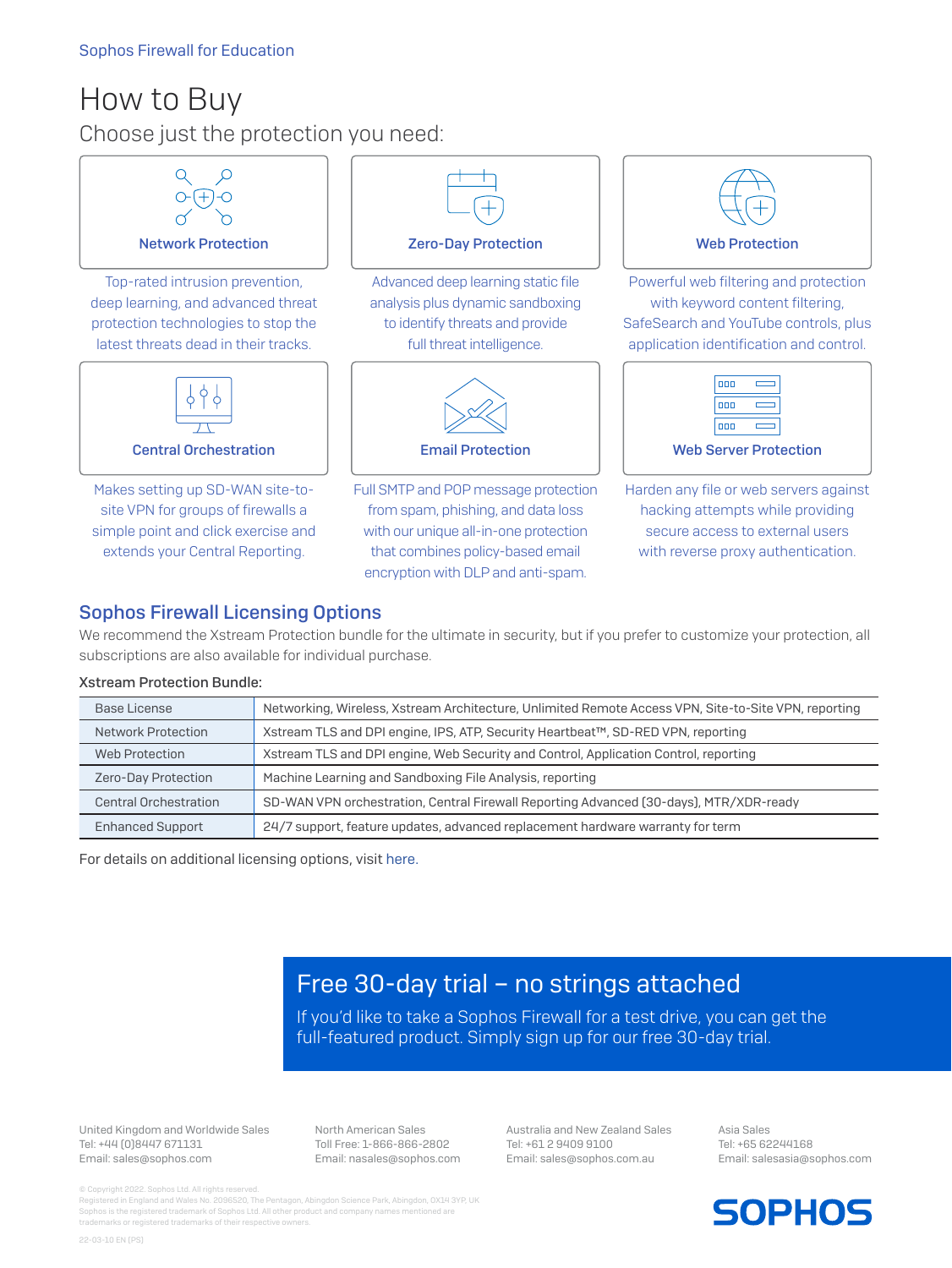# How to Buy

Choose just the protection you need:

### Network Protection

Top-rated intrusion prevention, deep learning, and advanced threat protection technologies to stop the latest threats dead in their tracks.

### Zero-Day Protection

Advanced deep learning static file analysis plus dynamic sandboxing to identify threats and provide full threat intelligence.

### Web Protection

Powerful web filtering and protection with keyword content filtering, SafeSearch and YouTube controls, plus application identification and control.

### Central Orchestration

Makes setting up SD-WAN site-to-site VPN for groups of firewalls a simple point and click exercise and extends your Central Reporting.

### Email Protection

Full SMTP and POP message protection from spam, phishing, and data loss with our unique all-in-one protection that combines policy-based email encryption with DLP and anti-spam.

### Web Server Protection

Harden any file or web servers against hacking attempts while providing secure access to external users with reverse proxy authentication.

## Sophos Firewall Licensing Options

We recommend the Xstream Protection bundle for the ultimate in security, but if you prefer to customize your protection, all subscriptions are also available for individual purchase.

**Xstream Protection Bundle:**

| | |
|---|---|
| Base License | Networking, Wireless, Xstream Architecture, Unlimited Remote Access VPN, Site-to-Site VPN, reporting |
| Network Protection | Xstream TLS and DPI engine, IPS, ATP, Security Heartbeat™, SD-RED VPN, reporting |
| Web Protection | Xstream TLS and DPI engine, Web Security and Control, Application Control, reporting |
| Zero-Day Protection | Machine Learning and Sandboxing File Analysis, reporting |
| Central Orchestration | SD-WAN VPN orchestration, Central Firewall Reporting Advanced (30-days), MTR/XDR-ready |
| Enhanced Support | 24/7 support, feature updates, advanced replacement hardware warranty for term |

For details on additional licensing options, visit here.

## Free 30-day trial – no strings attached

If you'd like to take a Sophos Firewall for a test drive, you can get the full-featured product. Simply sign up for our free 30-day trial.

United Kingdom and Worldwide Sales
Tel: +44 (0)8447 671131
Email: sales@sophos.com

North American Sales
Toll Free: 1-866-866-2802
Email: nasales@sophos.com

Australia and New Zealand Sales
Tel: +61 2 9409 9100
Email: sales@sophos.com.au

Asia Sales
Tel: +65 62244168
Email: salesasia@sophos.com

© Copyright 2022. Sophos Ltd. All rights reserved.
Registered in England and Wales No. 2096520, The Pentagon, Abingdon Science Park, Abingdon, OX14 3YP, UK
Sophos is the registered trademark of Sophos Ltd. All other product and company names mentioned are trademarks or registered trademarks of their respective owners.

22-03-10 EN (PS)

SOPHOS